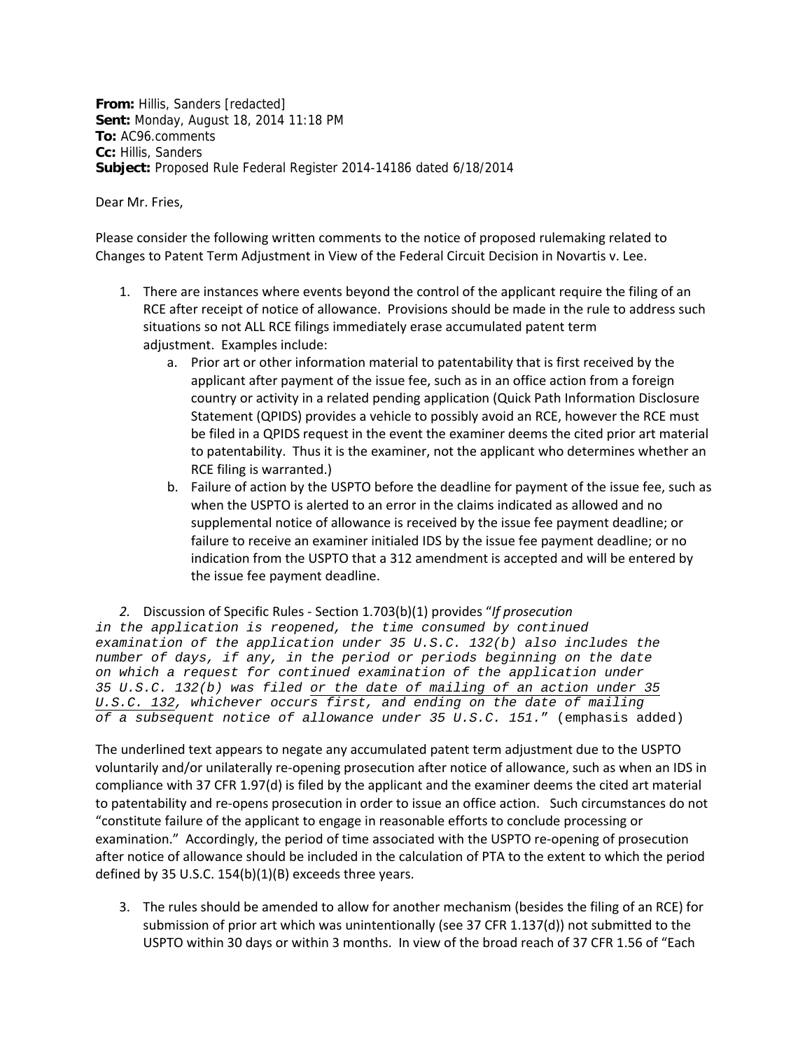**From:** Hillis, Sanders [redacted]
**Sent:** Monday, August 18, 2014 11:18 PM
**To:** AC96.comments
**Cc:** Hillis, Sanders
**Subject:** Proposed Rule Federal Register 2014-14186 dated 6/18/2014

Dear Mr. Fries,

Please consider the following written comments to the notice of proposed rulemaking related to Changes to Patent Term Adjustment in View of the Federal Circuit Decision in Novartis v. Lee.

1. There are instances where events beyond the control of the applicant require the filing of an RCE after receipt of notice of allowance. Provisions should be made in the rule to address such situations so not ALL RCE filings immediately erase accumulated patent term adjustment. Examples include:
   a. Prior art or other information material to patentability that is first received by the applicant after payment of the issue fee, such as in an office action from a foreign country or activity in a related pending application (Quick Path Information Disclosure Statement (QPIDS) provides a vehicle to possibly avoid an RCE, however the RCE must be filed in a QPIDS request in the event the examiner deems the cited prior art material to patentability. Thus it is the examiner, not the applicant who determines whether an RCE filing is warranted.)
   b. Failure of action by the USPTO before the deadline for payment of the issue fee, such as when the USPTO is alerted to an error in the claims indicated as allowed and no supplemental notice of allowance is received by the issue fee payment deadline; or failure to receive an examiner initialed IDS by the issue fee payment deadline; or no indication from the USPTO that a 312 amendment is accepted and will be entered by the issue fee payment deadline.

2. Discussion of Specific Rules - Section 1.703(b)(1) provides "*If prosecution in the application is reopened, the time consumed by continued examination of the application under 35 U.S.C. 132(b) also includes the number of days, if any, in the period or periods beginning on the date on which a request for continued examination of the application under 35 U.S.C. 132(b) was filed <u>or the date of mailing of an action under 35 U.S.C. 132</u>, whichever occurs first, and ending on the date of mailing of a subsequent notice of allowance under 35 U.S.C. 151.*" (emphasis added)

The underlined text appears to negate any accumulated patent term adjustment due to the USPTO voluntarily and/or unilaterally re-opening prosecution after notice of allowance, such as when an IDS in compliance with 37 CFR 1.97(d) is filed by the applicant and the examiner deems the cited art material to patentability and re-opens prosecution in order to issue an office action. Such circumstances do not "constitute failure of the applicant to engage in reasonable efforts to conclude processing or examination." Accordingly, the period of time associated with the USPTO re-opening of prosecution after notice of allowance should be included in the calculation of PTA to the extent to which the period defined by 35 U.S.C. 154(b)(1)(B) exceeds three years.

3. The rules should be amended to allow for another mechanism (besides the filing of an RCE) for submission of prior art which was unintentionally (see 37 CFR 1.137(d)) not submitted to the USPTO within 30 days or within 3 months. In view of the broad reach of 37 CFR 1.56 of "Each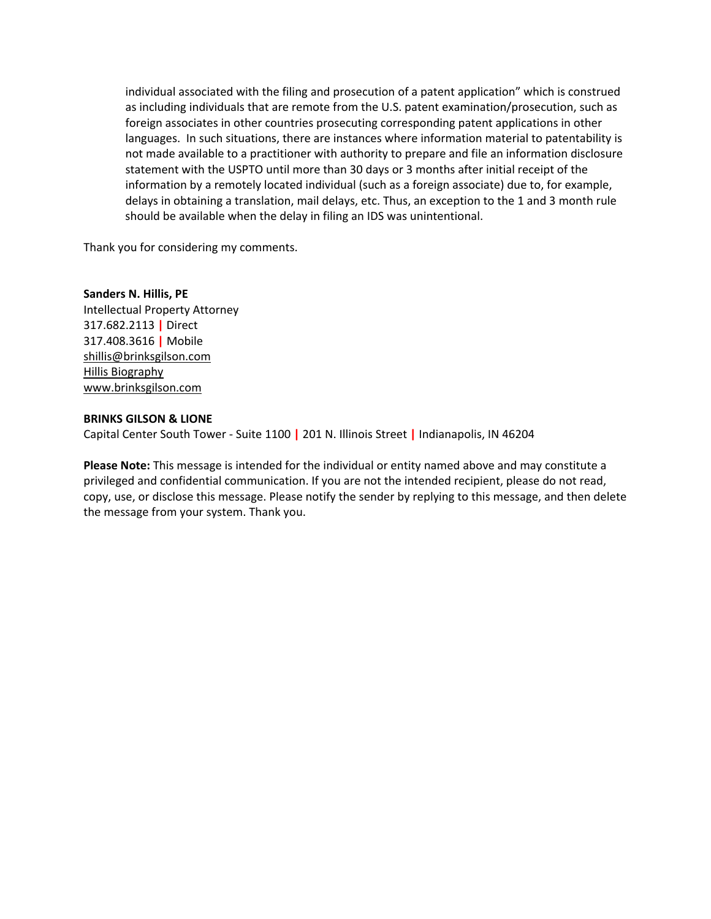individual associated with the filing and prosecution of a patent application" which is construed as including individuals that are remote from the U.S. patent examination/prosecution, such as foreign associates in other countries prosecuting corresponding patent applications in other languages. In such situations, there are instances where information material to patentability is not made available to a practitioner with authority to prepare and file an information disclosure statement with the USPTO until more than 30 days or 3 months after initial receipt of the information by a remotely located individual (such as a foreign associate) due to, for example, delays in obtaining a translation, mail delays, etc. Thus, an exception to the 1 and 3 month rule should be available when the delay in filing an IDS was unintentional.

Thank you for considering my comments.

**Sanders N. Hillis, PE**
Intellectual Property Attorney
317.682.2113 | Direct
317.408.3616 | Mobile
shillis@brinksgilson.com
Hillis Biography
www.brinksgilson.com

**BRINKS GILSON & LIONE**
Capital Center South Tower - Suite 1100 | 201 N. Illinois Street | Indianapolis, IN 46204

**Please Note:** This message is intended for the individual or entity named above and may constitute a privileged and confidential communication. If you are not the intended recipient, please do not read, copy, use, or disclose this message. Please notify the sender by replying to this message, and then delete the message from your system. Thank you.